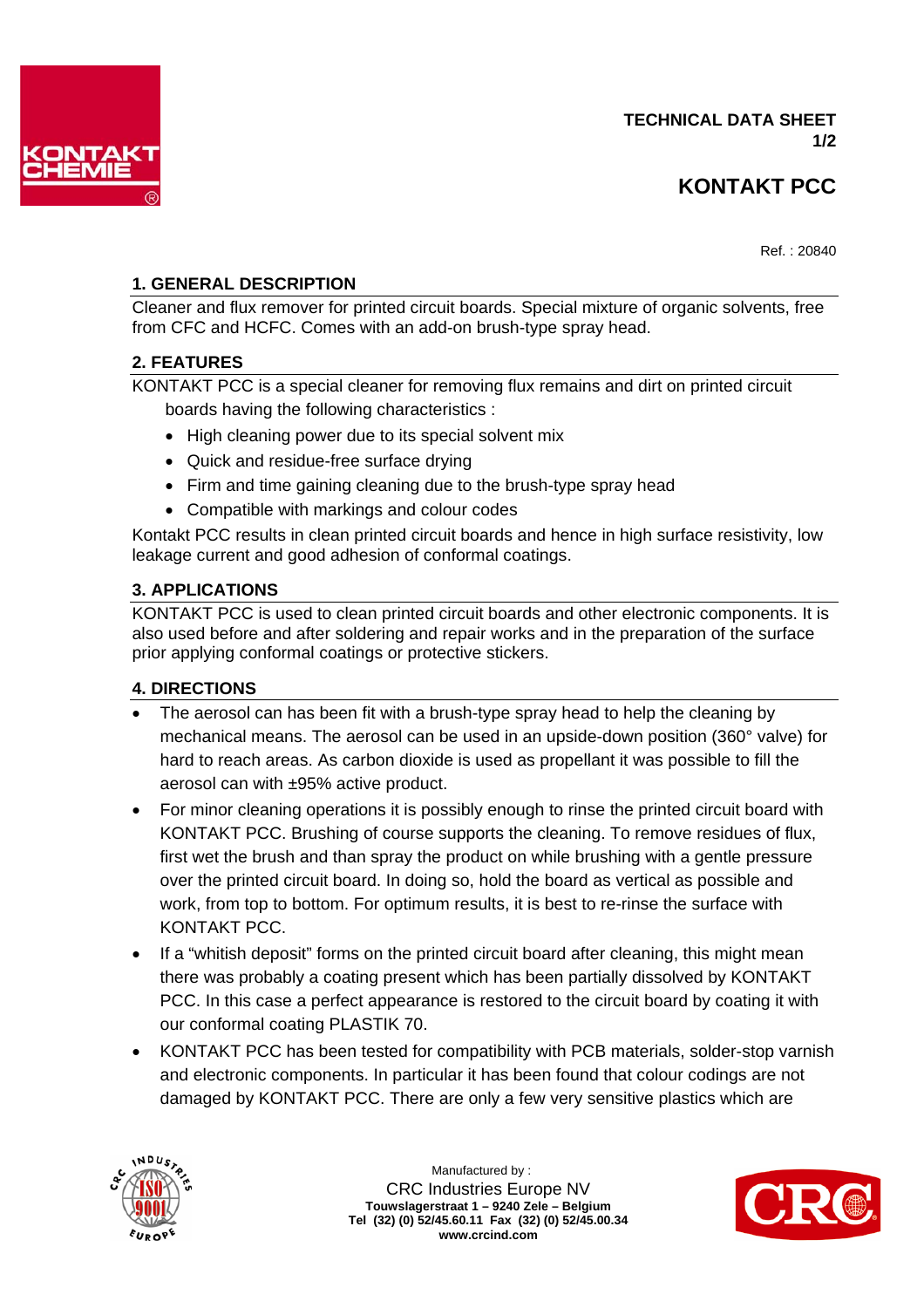TECHNICAL DATA SHEET

# KONTAKT PCC

Ref. : 20840

## 1. GENERAL DESCRIPTION

Cleaner and flux remover for printed circuit boards. Special mixture of organic solvents, free from CFC and HCFC. Comes with an add-on brush-type spray head.

## 2. FEATURES

KONTAKT PCC is a special cleaner for removing flux remains and dirt on printed circuit boards having the following characteristics :

- High cleaning power due to its special solvent mix
- Quick and residue-free surface drying
- Firm and time gaining cleaning due to the brush-type spray head
- Compatible with markings and colour codes

Kontakt PCC results in clean printed circuit boards and hence in high surface resistivity, low leakage current and good adhesion of conformal coatings.

## 3. APPLICATIONS

KONTAKT PCC is used to clean printed circuit boards and other electronic components. It is also used before and after soldering and repair works and in the preparation of the surface prior applying conformal coatings or protective stickers.

## 4. DIRECTIONS

- The aerosol can has been fit with a brush-type spray head to help the cleaning by mechanical means. The aerosol can be used in an upside-down position (360° valve) for hard to reach areas. As carbon dioxide is used as propellant it was possible to fill the aerosol can with ±95% active product.
- For minor cleaning operations it is possibly enough to rinse the printed circuit board with KONTAKT PCC. Brushing of course supports the cleaning. To remove residues of flux, first wet the brush and than spray the product on while brushing with a gentle pressure over the printed circuit board. In doing so, hold the board as vertical as possible and work, from top to bottom. For optimum results, it is best to re-rinse the surface with KONTAKT PCC.
- If a "whitish deposit" forms on the printed circuit board after cleaning, this might mean there was probably a coating present which has been partially dissolved by KONTAKT PCC. In this case a perfect appearance is restored to the circuit board by coating it with our conformal coating PLASTIK 70.
- KONTAKT PCC has been tested for compatibility with PCB materials, solder-stop varnish and electronic components. In particular it has been found that colour codings are not damaged by KONTAKT PCC. There are only a few very sensitive plastics which are

Manufactured by :
CRC Industries Europe NV
**Touwslagerstraat 1 – 9240 Zele – Belgium**
**Tel (32) (0) 52/45.60.11 Fax (32) (0) 52/45.00.34**
**www.crcind.com**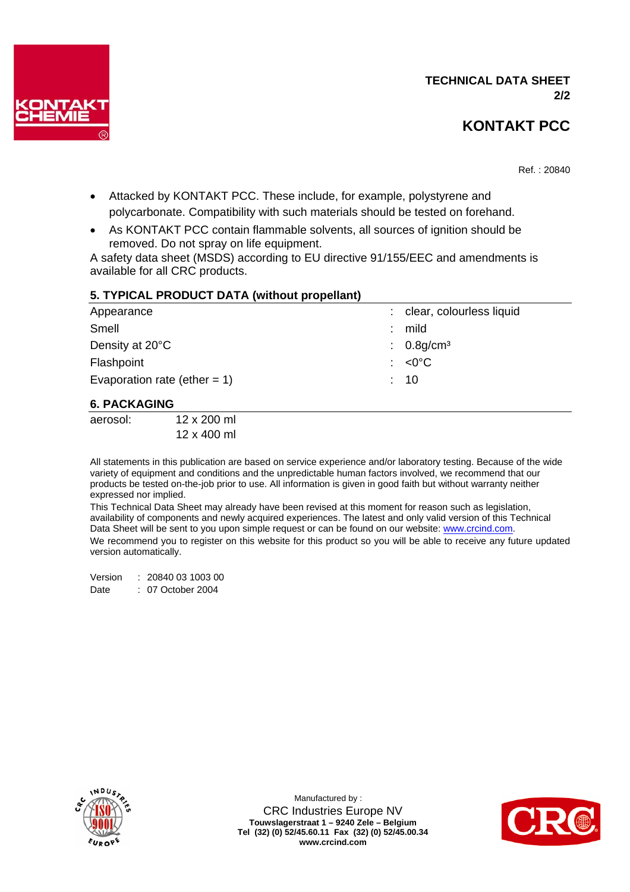- Attacked by KONTAKT PCC. These include, for example, polystyrene and polycarbonate. Compatibility with such materials should be tested on forehand.
- As KONTAKT PCC contain flammable solvents, all sources of ignition should be removed. Do not spray on life equipment.

A safety data sheet (MSDS) according to EU directive 91/155/EEC and amendments is available for all CRC products.

## 5. TYPICAL PRODUCT DATA (without propellant)

| | | |
|---|---|---|
| Appearance | : | clear, colourless liquid |
| Smell | : | mild |
| Density at 20°C | : | 0.8g/cm³ |
| Flashpoint | : | <0°C |
| Evaporation rate (ether = 1) | : | 10 |

## 6. PACKAGING

| | |
|---|---|
| aerosol: | 12 x 200 ml |
| | 12 x 400 ml |

All statements in this publication are based on service experience and/or laboratory testing. Because of the wide variety of equipment and conditions and the unpredictable human factors involved, we recommend that our products be tested on-the-job prior to use. All information is given in good faith but without warranty neither expressed nor implied.

This Technical Data Sheet may already have been revised at this moment for reason such as legislation, availability of components and newly acquired experiences. The latest and only valid version of this Technical Data Sheet will be sent to you upon simple request or can be found on our website: www.crcind.com.

We recommend you to register on this website for this product so you will be able to receive any future updated version automatically.

Version : 20840 03 1003 00
Date : 07 October 2004

Manufactured by :
CRC Industries Europe NV
**Touwslagerstraat 1 – 9240 Zele – Belgium**
**Tel (32) (0) 52/45.60.11 Fax (32) (0) 52/45.00.34**
**www.crcind.com**